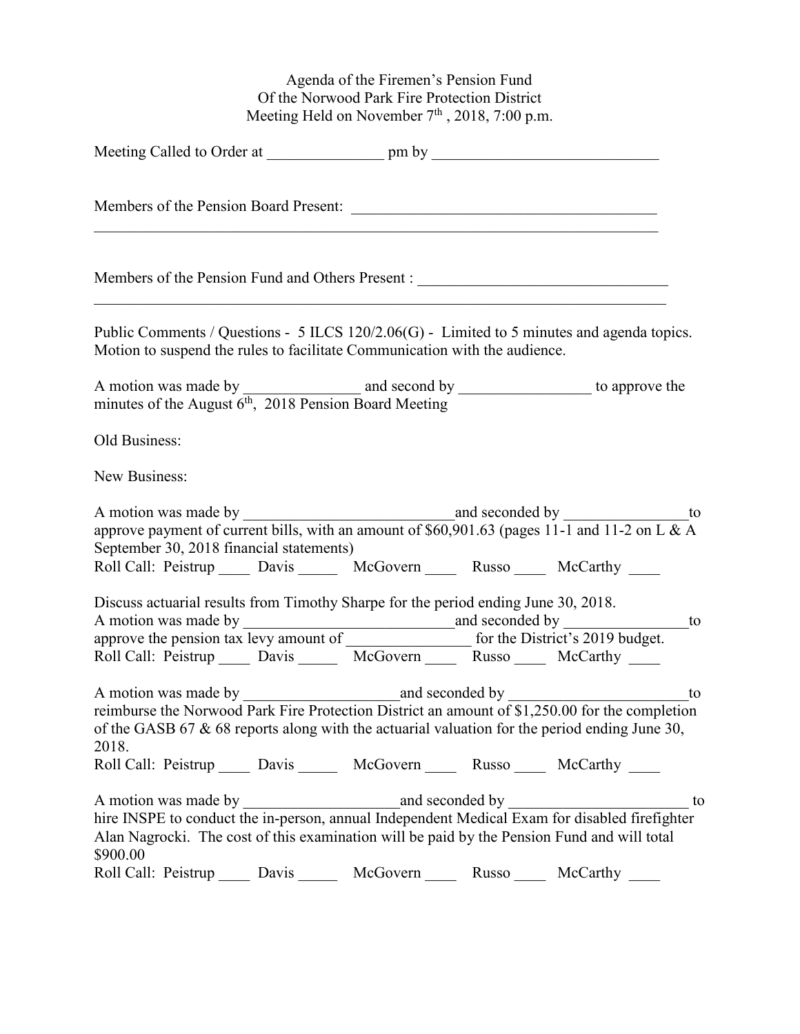Agenda of the Firemen's Pension Fund
Of the Norwood Park Fire Protection District
Meeting Held on November 7th , 2018, 7:00 p.m.

Meeting Called to Order at _______________ pm by _____________________________

Members of the Pension Board Present: ________________________________________
_____________________________________________________________________________

Members of the Pension Fund and Others Present : ________________________________
_____________________________________________________________________________

Public Comments / Questions - 5 ILCS 120/2.06(G) - Limited to 5 minutes and agenda topics. Motion to suspend the rules to facilitate Communication with the audience.

A motion was made by _______________ and second by _________________ to approve the minutes of the August 6th, 2018 Pension Board Meeting

Old Business:

New Business:

A motion was made by ___________________________and seconded by ________________to approve payment of current bills, with an amount of $60,901.63 (pages 11-1 and 11-2 on L & A September 30, 2018 financial statements)
Roll Call: Peistrup ____ Davis _____ McGovern ____ Russo ____ McCarthy ____

Discuss actuarial results from Timothy Sharpe for the period ending June 30, 2018.
A motion was made by ____________________________and seconded by ________________to approve the pension tax levy amount of ________________ for the District's 2019 budget.
Roll Call: Peistrup ____ Davis _____ McGovern ____ Russo ____ McCarthy ____

A motion was made by ____________________and seconded by _______________________to reimburse the Norwood Park Fire Protection District an amount of $1,250.00 for the completion of the GASB 67 & 68 reports along with the actuarial valuation for the period ending June 30, 2018.
Roll Call: Peistrup ____ Davis _____ McGovern ____ Russo ____ McCarthy ____

A motion was made by ____________________and seconded by _______________________ to hire INSPE to conduct the in-person, annual Independent Medical Exam for disabled firefighter Alan Nagrocki. The cost of this examination will be paid by the Pension Fund and will total $900.00
Roll Call: Peistrup ____ Davis _____ McGovern ____ Russo ____ McCarthy ____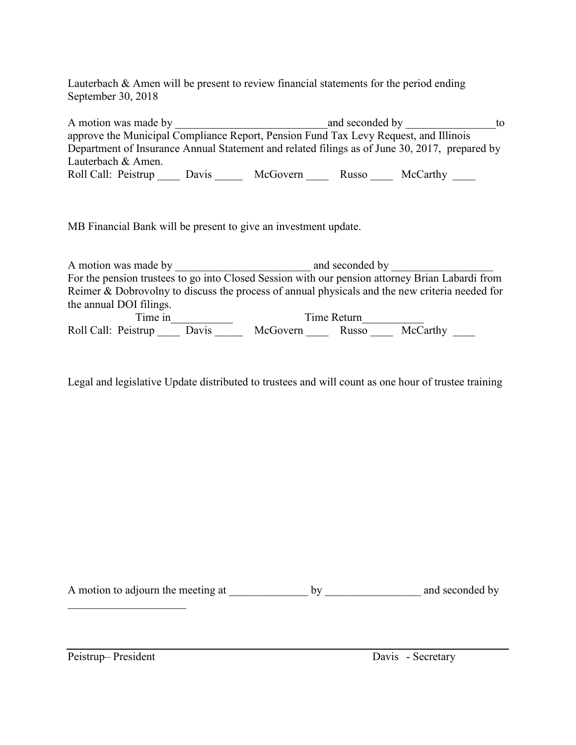Lauterbach & Amen will be present to review financial statements for the period ending September 30, 2018

A motion was made by ___________________________and seconded by ________________to approve the Municipal Compliance Report, Pension Fund Tax Levy Request, and Illinois Department of Insurance Annual Statement and related filings as of June 30, 2017, prepared by Lauterbach & Amen.

Roll Call: Peistrup ____ Davis _____ McGovern ____ Russo ____ McCarthy ____

MB Financial Bank will be present to give an investment update.

A motion was made by ________________________ and seconded by _________________ For the pension trustees to go into Closed Session with our pension attorney Brian Labardi from Reimer & Dobrovolny to discuss the process of annual physicals and the new criteria needed for the annual DOI filings.

Time in__________ Time Return__________

Roll Call: Peistrup ____ Davis _____ McGovern ____ Russo ____ McCarthy ____

Legal and legislative Update distributed to trustees and will count as one hour of trustee training

A motion to adjourn the meeting at ______________ by _________________ and seconded by _____________________

Peistrup– President

Davis - Secretary